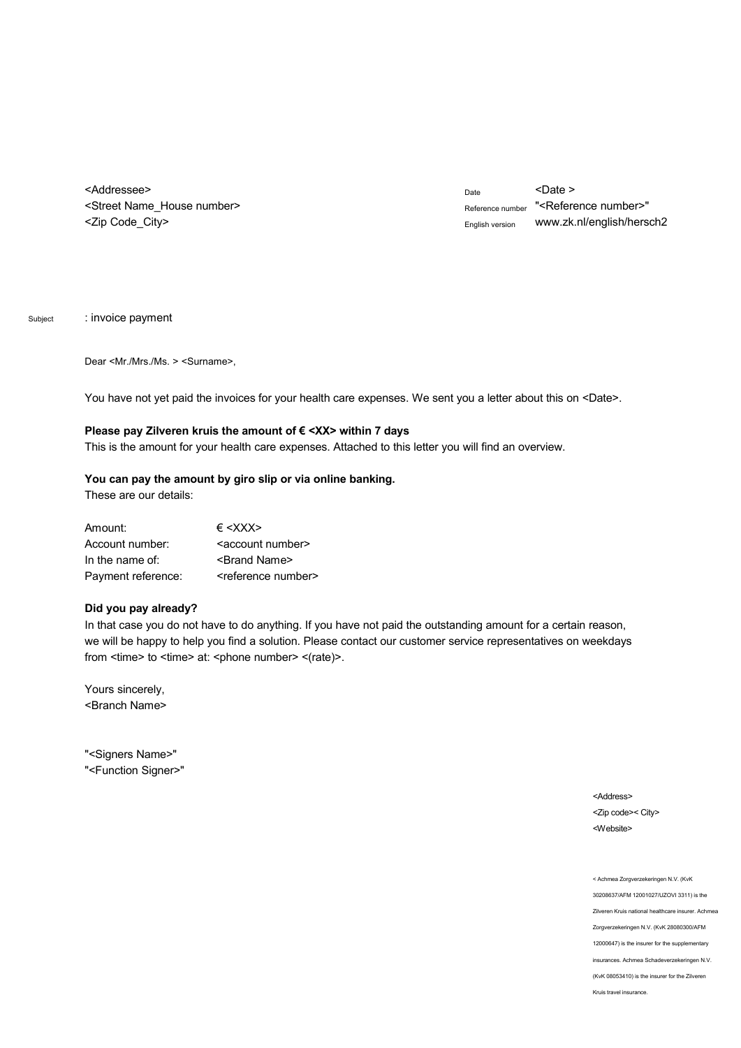<Addressee>
<Street Name_House number>
<Zip Code_City>

Date <Date >
Reference number "<Reference number>"
English version www.zk.nl/english/hersch2

Subject : invoice payment

Dear <Mr./Mrs./Ms. > <Surname>,

You have not yet paid the invoices for your health care expenses. We sent you a letter about this on <Date>.

**Please pay Zilveren kruis the amount of € <XX> within 7 days**
This is the amount for your health care expenses. Attached to this letter you will find an overview.

**You can pay the amount by giro slip or via online banking.**
These are our details:

| | |
|---|---|
| Amount: | € <XXX> |
| Account number: | <account number> |
| In the name of: | <Brand Name> |
| Payment reference: | <reference number> |

**Did you pay already?**
In that case you do not have to do anything. If you have not paid the outstanding amount for a certain reason, we will be happy to help you find a solution. Please contact our customer service representatives on weekdays from <time> to <time> at: <phone number> <(rate)>.

Yours sincerely,
<Branch Name>

"<Signers Name>"
"<Function Signer>"

<Address>
<Zip code>< City>
<Website>

< Achmea Zorgverzekeringen N.V. (KvK 30208637/AFM 12001027/UZOVI 3311) is the Zilveren Kruis national healthcare insurer. Achmea Zorgverzekeringen N.V. (KvK 28080300/AFM 12000647) is the insurer for the supplementary insurances. Achmea Schadeverzekeringen N.V. (KvK 08053410) is the insurer for the Zilveren Kruis travel insurance.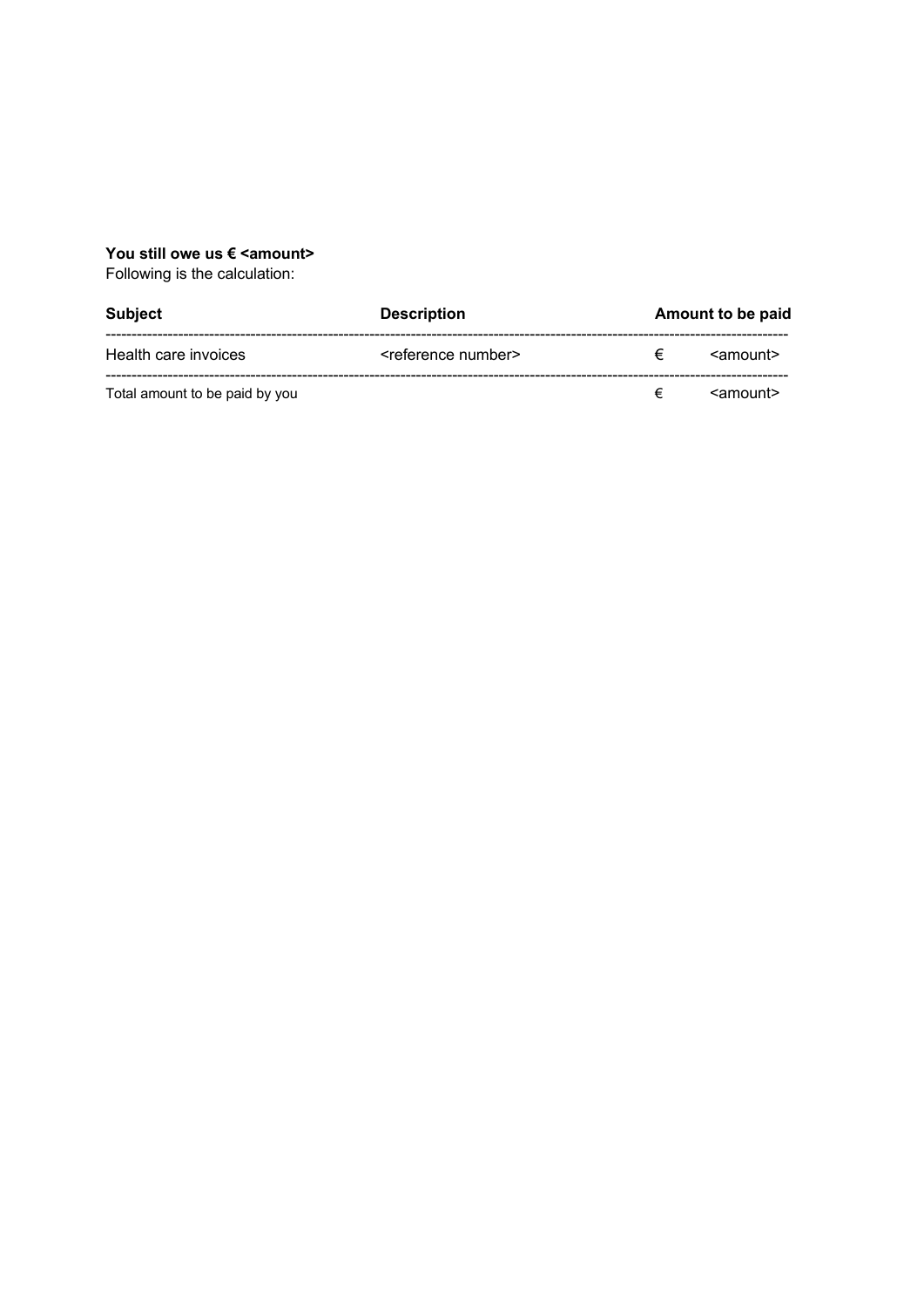**You still owe us € <amount>**
Following is the calculation:

| Subject | Description | Amount to be paid |
| --- | --- | --- |
| Health care invoices | <reference number> | € <amount> |
| Total amount to be paid by you | | € <amount> |